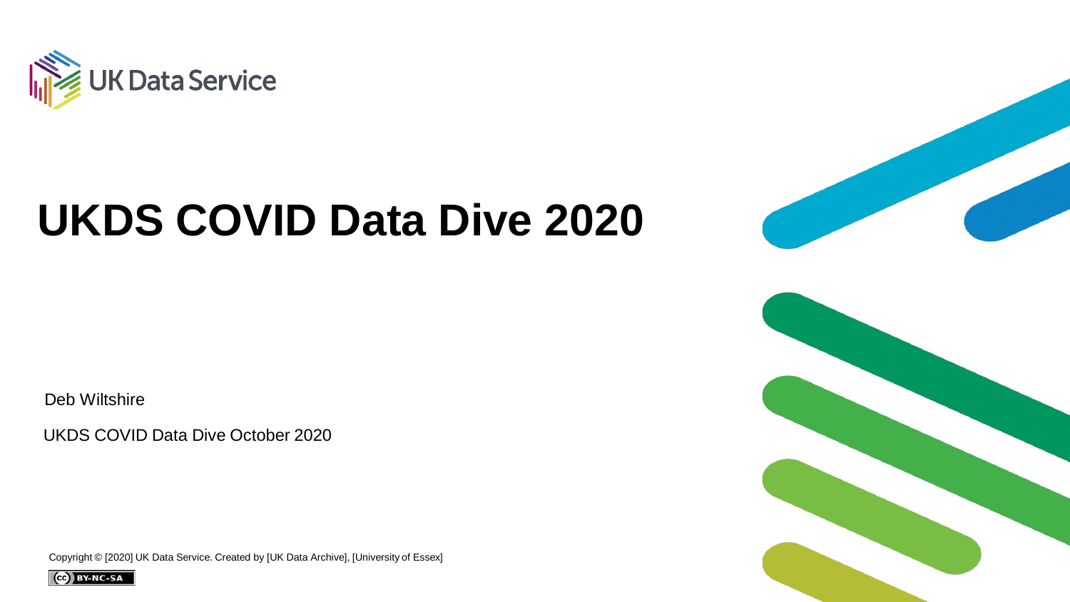UK Data Service

# UKDS COVID Data Dive 2020

Deb Wiltshire

UKDS COVID Data Dive October 2020

Copyright © [2020] UK Data Service. Created by [UK Data Archive], [University of Essex]

BY-NC-SA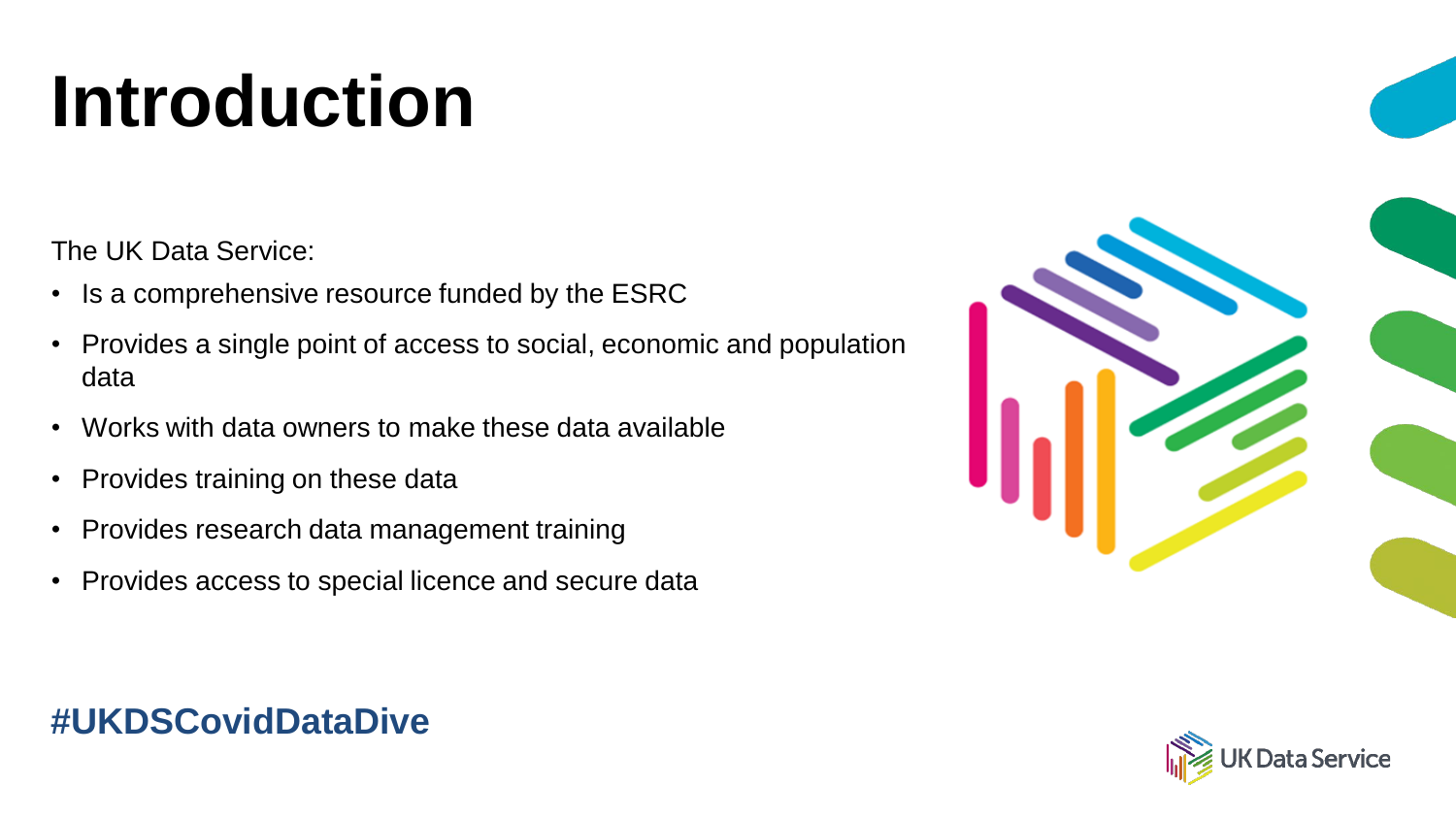# Introduction

The UK Data Service:

- Is a comprehensive resource funded by the ESRC
- Provides a single point of access to social, economic and population data
- Works with data owners to make these data available
- Provides training on these data
- Provides research data management training
- Provides access to special licence and secure data

**#UKDSCovidDataDive**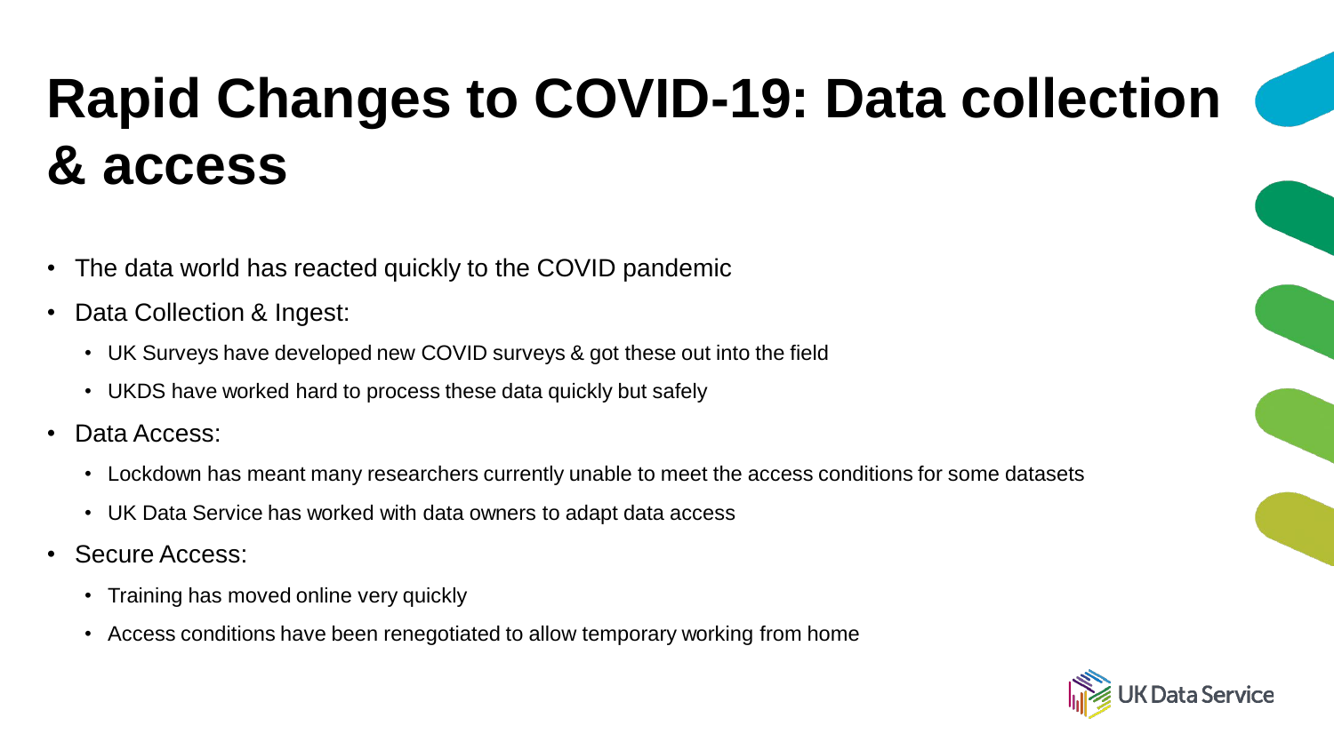# Rapid Changes to COVID-19: Data collection & access

- The data world has reacted quickly to the COVID pandemic
- Data Collection & Ingest:
  - UK Surveys have developed new COVID surveys & got these out into the field
  - UKDS have worked hard to process these data quickly but safely
- Data Access:
  - Lockdown has meant many researchers currently unable to meet the access conditions for some datasets
  - UK Data Service has worked with data owners to adapt data access
- Secure Access:
  - Training has moved online very quickly
  - Access conditions have been renegotiated to allow temporary working from home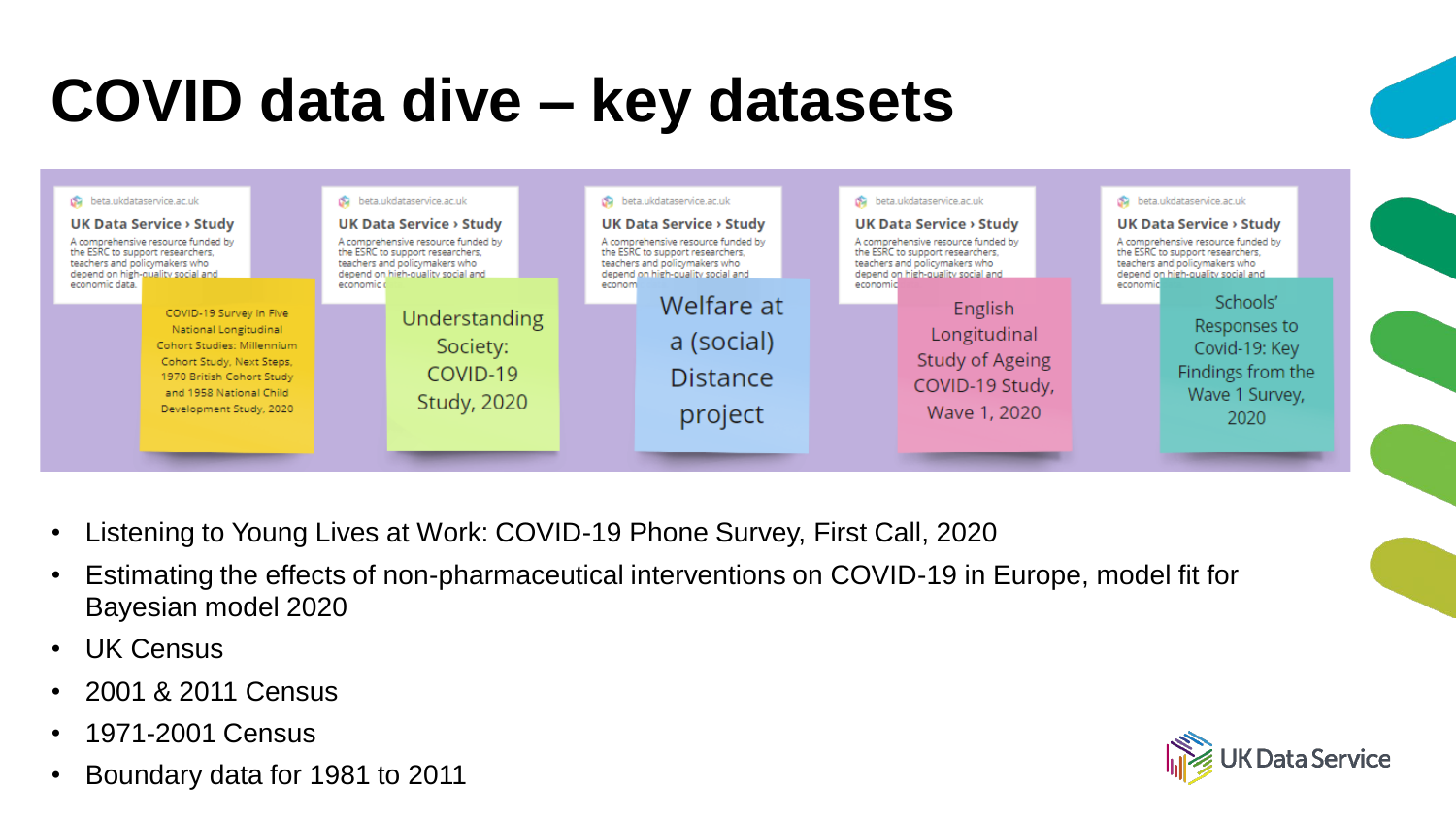# COVID data dive – key datasets

- COVID-19 Survey in Five National Longitudinal Cohort Studies: Millennium Cohort Study, Next Steps, 1970 British Cohort Study and 1958 National Child Development Study, 2020
- Understanding Society: COVID-19 Study, 2020
- Welfare at a (social) Distance project
- English Longitudinal Study of Ageing COVID-19 Study, Wave 1, 2020
- Schools' Responses to Covid-19: Key Findings from the Wave 1 Survey, 2020

- Listening to Young Lives at Work: COVID-19 Phone Survey, First Call, 2020
- Estimating the effects of non-pharmaceutical interventions on COVID-19 in Europe, model fit for Bayesian model 2020
- UK Census
- 2001 & 2011 Census
- 1971-2001 Census
- Boundary data for 1981 to 2011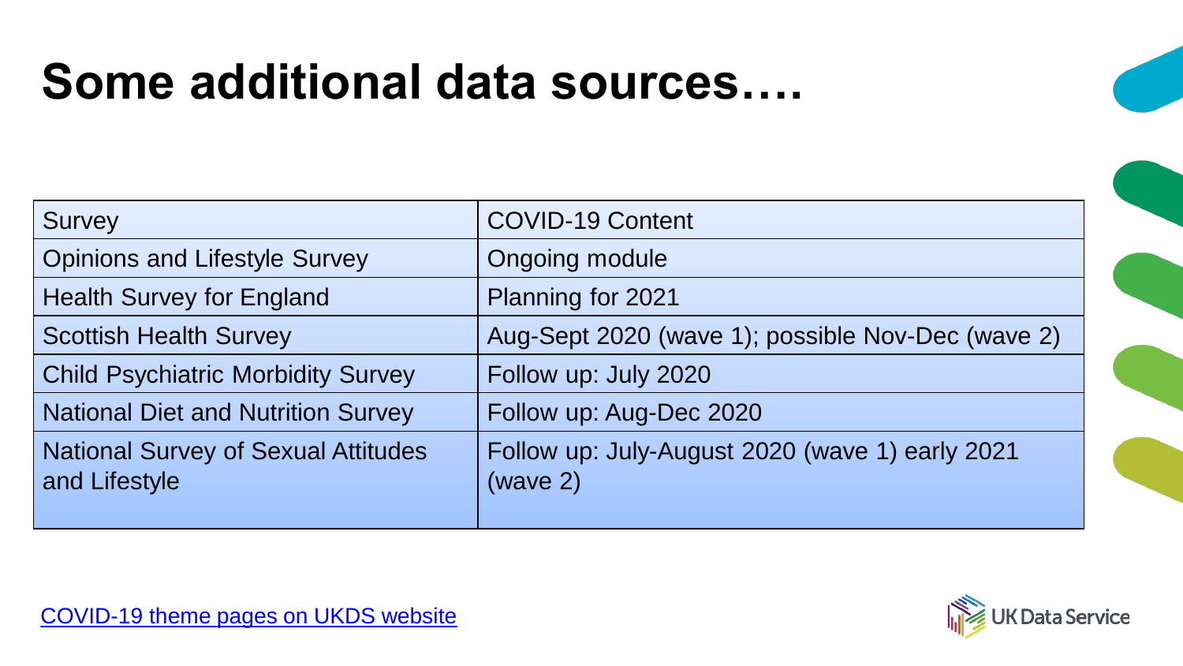# Some additional data sources….

| Survey | COVID-19 Content |
| --- | --- |
| Opinions and Lifestyle Survey | Ongoing module |
| Health Survey for England | Planning for 2021 |
| Scottish Health Survey | Aug-Sept 2020 (wave 1); possible Nov-Dec (wave 2) |
| Child Psychiatric Morbidity Survey | Follow up: July 2020 |
| National Diet and Nutrition Survey | Follow up: Aug-Dec 2020 |
| National Survey of Sexual Attitudes and Lifestyle | Follow up: July-August 2020 (wave 1) early 2021 (wave 2) |

COVID-19 theme pages on UKDS website

UK Data Service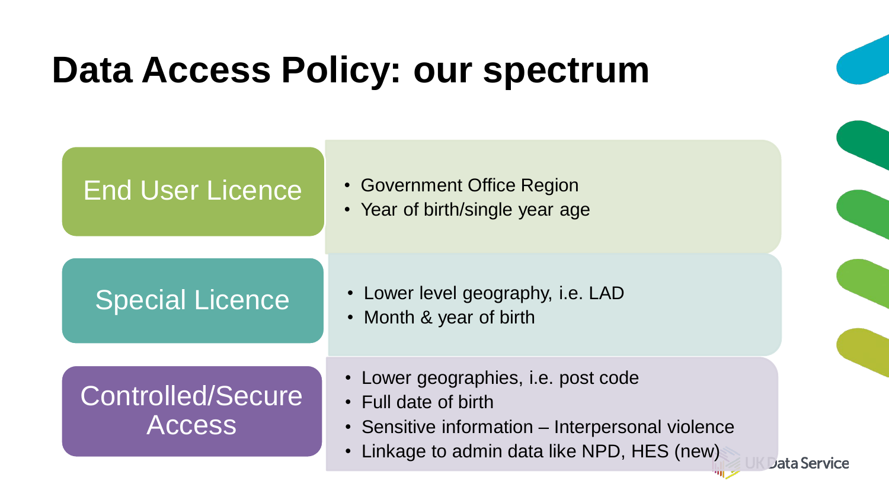# Data Access Policy: our spectrum

## End User Licence

- Government Office Region
- Year of birth/single year age

## Special Licence

- Lower level geography, i.e. LAD
- Month & year of birth

## Controlled/Secure Access

- Lower geographies, i.e. post code
- Full date of birth
- Sensitive information – Interpersonal violence
- Linkage to admin data like NPD, HES (new)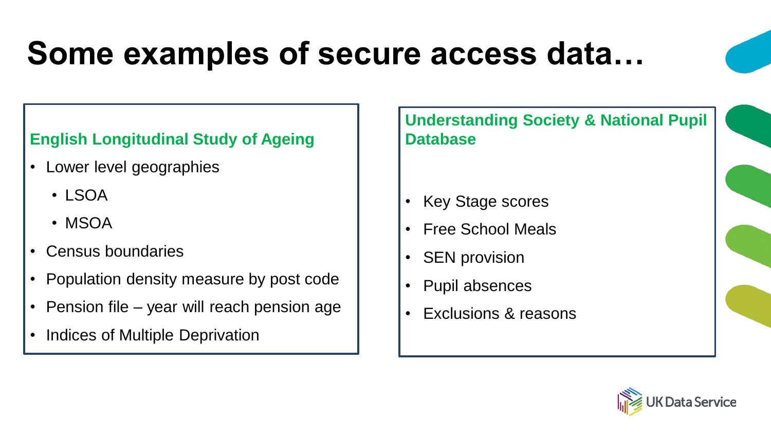# Some examples of secure access data…

### English Longitudinal Study of Ageing

- Lower level geographies
  - LSOA
  - MSOA
- Census boundaries
- Population density measure by post code
- Pension file – year will reach pension age
- Indices of Multiple Deprivation

### Understanding Society & National Pupil Database

- Key Stage scores
- Free School Meals
- SEN provision
- Pupil absences
- Exclusions & reasons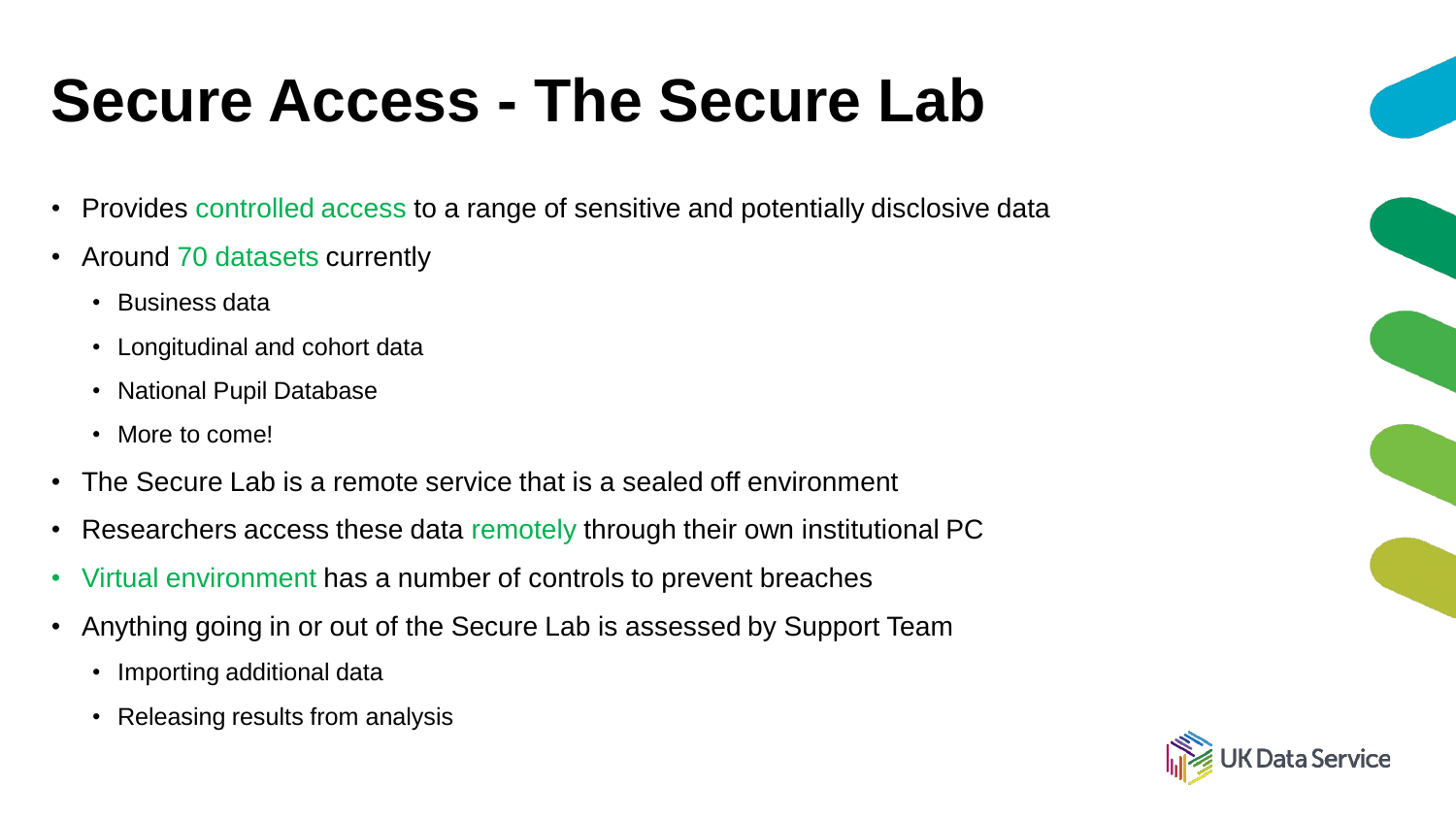# Secure Access - The Secure Lab

- Provides controlled access to a range of sensitive and potentially disclosive data
- Around 70 datasets currently
  - Business data
  - Longitudinal and cohort data
  - National Pupil Database
  - More to come!
- The Secure Lab is a remote service that is a sealed off environment
- Researchers access these data remotely through their own institutional PC
- Virtual environment has a number of controls to prevent breaches
- Anything going in or out of the Secure Lab is assessed by Support Team
  - Importing additional data
  - Releasing results from analysis

UK Data Service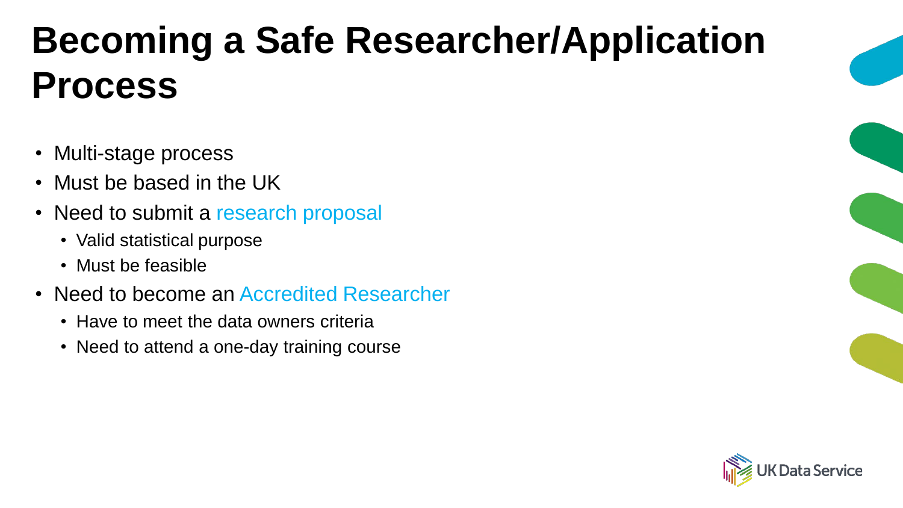# Becoming a Safe Researcher/Application Process

- Multi-stage process
- Must be based in the UK
- Need to submit a research proposal
  - Valid statistical purpose
  - Must be feasible
- Need to become an Accredited Researcher
  - Have to meet the data owners criteria
  - Need to attend a one-day training course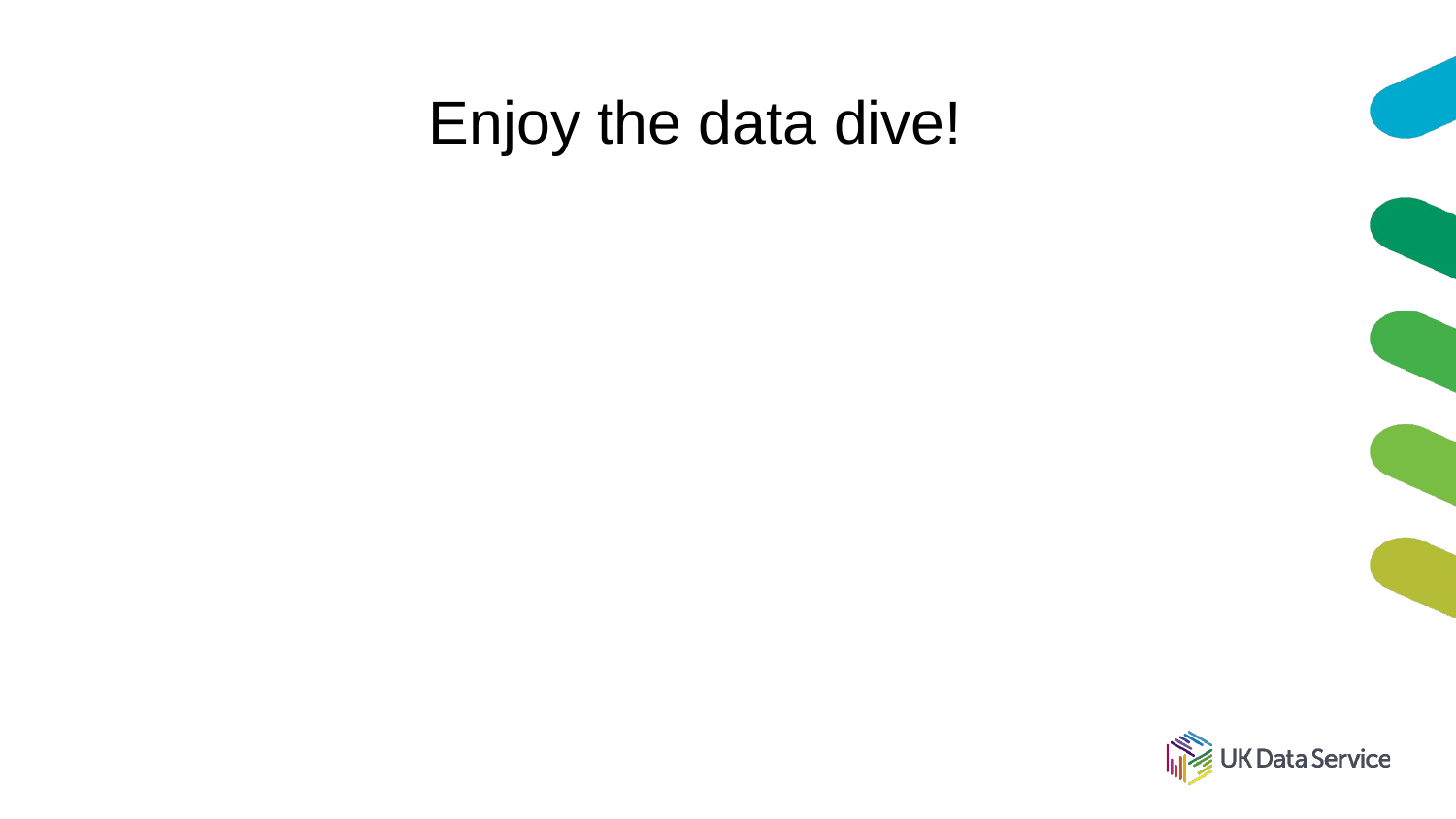# Enjoy the data dive!